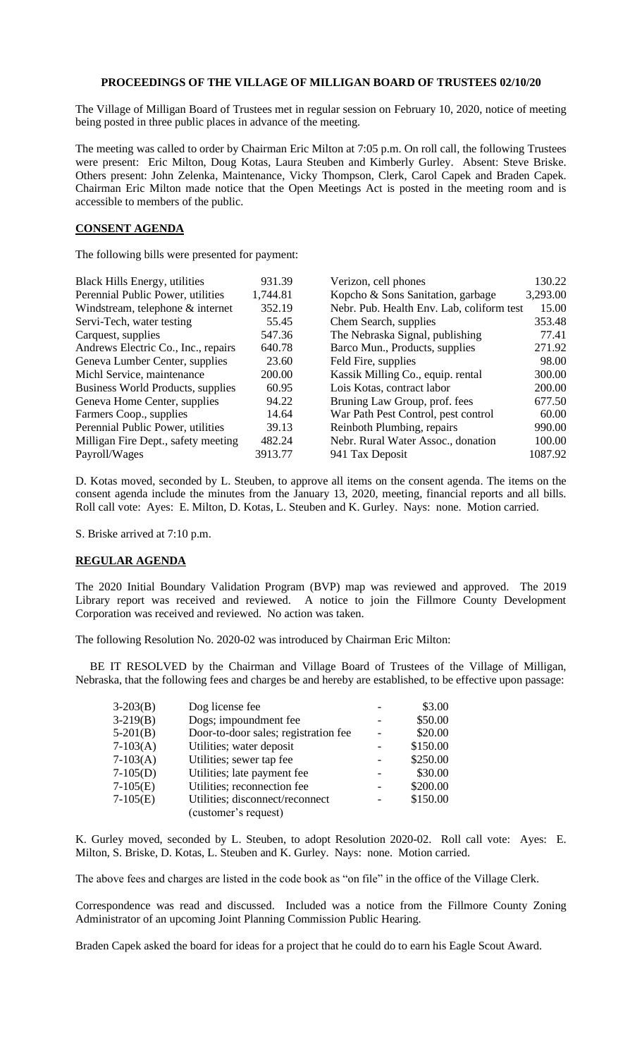**PROCEEDINGS OF THE VILLAGE OF MILLIGAN BOARD OF TRUSTEES 02/10/20**

The Village of Milligan Board of Trustees met in regular session on February 10, 2020, notice of meeting being posted in three public places in advance of the meeting.

The meeting was called to order by Chairman Eric Milton at 7:05 p.m. On roll call, the following Trustees were present: Eric Milton, Doug Kotas, Laura Steuben and Kimberly Gurley. Absent: Steve Briske. Others present: John Zelenka, Maintenance, Vicky Thompson, Clerk, Carol Capek and Braden Capek. Chairman Eric Milton made notice that the Open Meetings Act is posted in the meeting room and is accessible to members of the public.

**CONSENT AGENDA**

The following bills were presented for payment:

| | | | |
|---|---|---|---|
| Black Hills Energy, utilities | 931.39 | Verizon, cell phones | 130.22 |
| Perennial Public Power, utilities | 1,744.81 | Kopcho & Sons Sanitation, garbage | 3,293.00 |
| Windstream, telephone & internet | 352.19 | Nebr. Pub. Health Env. Lab, coliform test | 15.00 |
| Servi-Tech, water testing | 55.45 | Chem Search, supplies | 353.48 |
| Carquest, supplies | 547.36 | The Nebraska Signal, publishing | 77.41 |
| Andrews Electric Co., Inc., repairs | 640.78 | Barco Mun., Products, supplies | 271.92 |
| Geneva Lumber Center, supplies | 23.60 | Feld Fire, supplies | 98.00 |
| Michl Service, maintenance | 200.00 | Kassik Milling Co., equip. rental | 300.00 |
| Business World Products, supplies | 60.95 | Lois Kotas, contract labor | 200.00 |
| Geneva Home Center, supplies | 94.22 | Bruning Law Group, prof. fees | 677.50 |
| Farmers Coop., supplies | 14.64 | War Path Pest Control, pest control | 60.00 |
| Perennial Public Power, utilities | 39.13 | Reinboth Plumbing, repairs | 990.00 |
| Milligan Fire Dept., safety meeting | 482.24 | Nebr. Rural Water Assoc., donation | 100.00 |
| Payroll/Wages | 3913.77 | 941 Tax Deposit | 1087.92 |

D. Kotas moved, seconded by L. Steuben, to approve all items on the consent agenda. The items on the consent agenda include the minutes from the January 13, 2020, meeting, financial reports and all bills. Roll call vote: Ayes: E. Milton, D. Kotas, L. Steuben and K. Gurley. Nays: none. Motion carried.

S. Briske arrived at 7:10 p.m.

**REGULAR AGENDA**

The 2020 Initial Boundary Validation Program (BVP) map was reviewed and approved. The 2019 Library report was received and reviewed. A notice to join the Fillmore County Development Corporation was received and reviewed. No action was taken.

The following Resolution No. 2020-02 was introduced by Chairman Eric Milton:

BE IT RESOLVED by the Chairman and Village Board of Trustees of the Village of Milligan, Nebraska, that the following fees and charges be and hereby are established, to be effective upon passage:

| | | | |
|---|---|---|---|
| 3-203(B) | Dog license fee | - | \$3.00 |
| 3-219(B) | Dogs; impoundment fee | - | \$50.00 |
| 5-201(B) | Door-to-door sales; registration fee | - | \$20.00 |
| 7-103(A) | Utilities; water deposit | - | \$150.00 |
| 7-103(A) | Utilities; sewer tap fee | - | \$250.00 |
| 7-105(D) | Utilities; late payment fee | - | \$30.00 |
| 7-105(E) | Utilities; reconnection fee | - | \$200.00 |
| 7-105(E) | Utilities; disconnect/reconnect (customer's request) | - | \$150.00 |

K. Gurley moved, seconded by L. Steuben, to adopt Resolution 2020-02. Roll call vote: Ayes: E. Milton, S. Briske, D. Kotas, L. Steuben and K. Gurley. Nays: none. Motion carried.

The above fees and charges are listed in the code book as "on file" in the office of the Village Clerk.

Correspondence was read and discussed. Included was a notice from the Fillmore County Zoning Administrator of an upcoming Joint Planning Commission Public Hearing.

Braden Capek asked the board for ideas for a project that he could do to earn his Eagle Scout Award.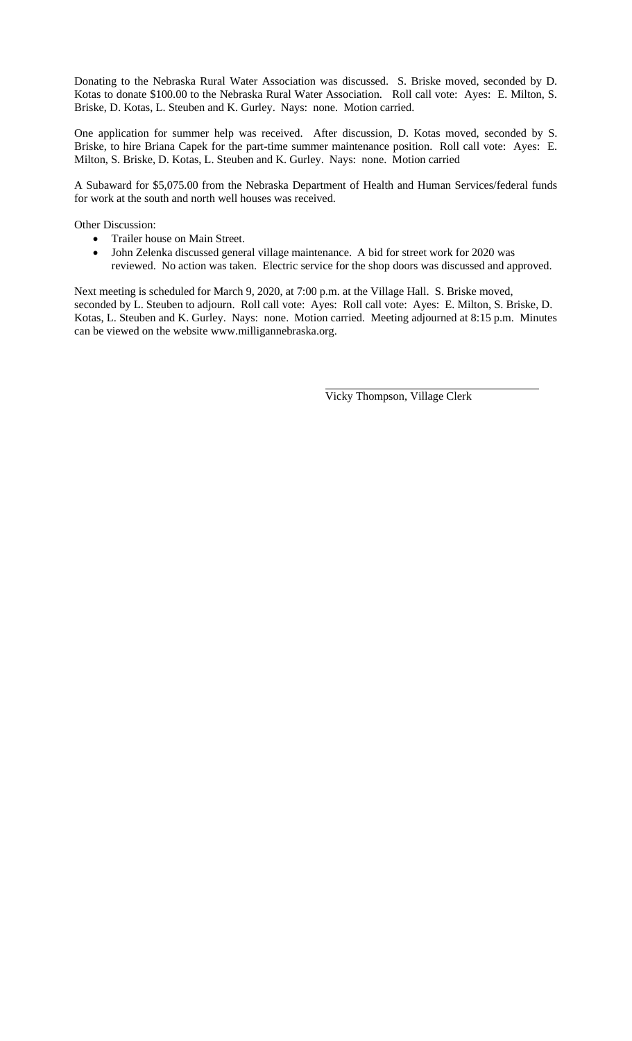Donating to the Nebraska Rural Water Association was discussed. S. Briske moved, seconded by D. Kotas to donate $100.00 to the Nebraska Rural Water Association. Roll call vote: Ayes: E. Milton, S. Briske, D. Kotas, L. Steuben and K. Gurley. Nays: none. Motion carried.

One application for summer help was received. After discussion, D. Kotas moved, seconded by S. Briske, to hire Briana Capek for the part-time summer maintenance position. Roll call vote: Ayes: E. Milton, S. Briske, D. Kotas, L. Steuben and K. Gurley. Nays: none. Motion carried

A Subaward for $5,075.00 from the Nebraska Department of Health and Human Services/federal funds for work at the south and north well houses was received.

Other Discussion:

- Trailer house on Main Street.
- John Zelenka discussed general village maintenance. A bid for street work for 2020 was reviewed. No action was taken. Electric service for the shop doors was discussed and approved.

Next meeting is scheduled for March 9, 2020, at 7:00 p.m. at the Village Hall. S. Briske moved, seconded by L. Steuben to adjourn. Roll call vote: Ayes: Roll call vote: Ayes: E. Milton, S. Briske, D. Kotas, L. Steuben and K. Gurley. Nays: none. Motion carried. Meeting adjourned at 8:15 p.m. Minutes can be viewed on the website www.millignannebraska.org.

Vicky Thompson, Village Clerk